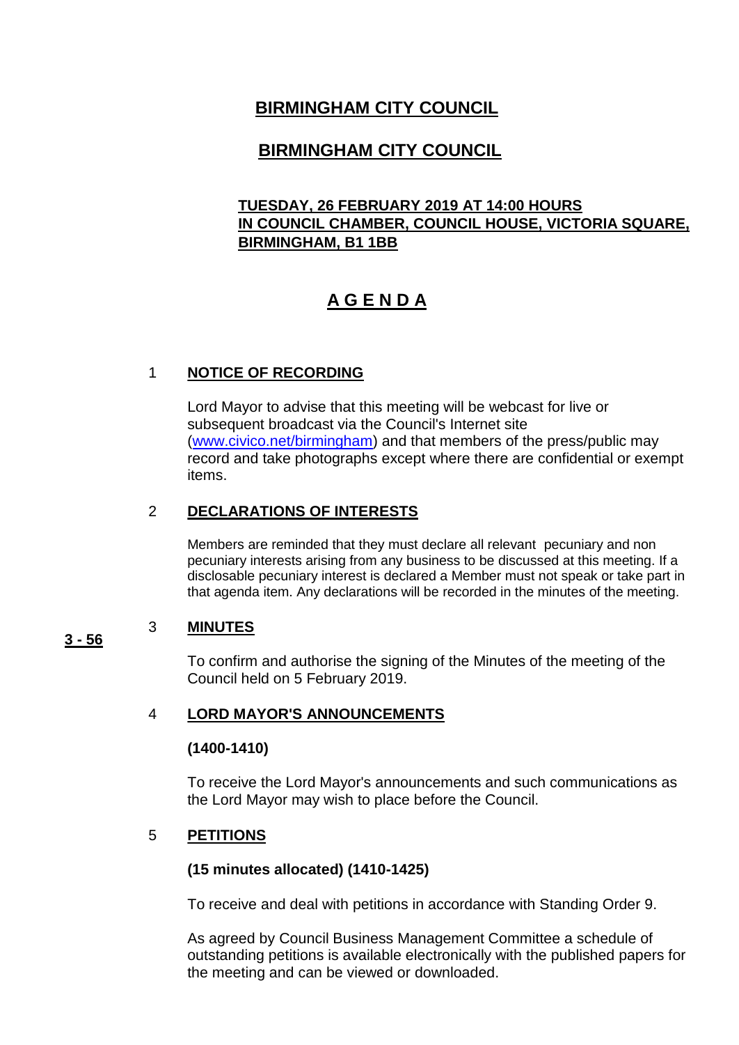# BIRMINGHAM CITY COUNCIL

## BIRMINGHAM CITY COUNCIL

**TUESDAY, 26 FEBRUARY 2019 AT 14:00 HOURS**
**IN COUNCIL CHAMBER, COUNCIL HOUSE, VICTORIA SQUARE, BIRMINGHAM, B1 1BB**

## A G E N D A

### 1 NOTICE OF RECORDING

Lord Mayor to advise that this meeting will be webcast for live or subsequent broadcast via the Council's Internet site (www.civico.net/birmingham) and that members of the press/public may record and take photographs except where there are confidential or exempt items.

### 2 DECLARATIONS OF INTERESTS

Members are reminded that they must declare all relevant pecuniary and non pecuniary interests arising from any business to be discussed at this meeting. If a disclosable pecuniary interest is declared a Member must not speak or take part in that agenda item. Any declarations will be recorded in the minutes of the meeting.

### 3 MINUTES

**3 - 56**

To confirm and authorise the signing of the Minutes of the meeting of the Council held on 5 February 2019.

### 4 LORD MAYOR'S ANNOUNCEMENTS

**(1400-1410)**

To receive the Lord Mayor's announcements and such communications as the Lord Mayor may wish to place before the Council.

### 5 PETITIONS

**(15 minutes allocated) (1410-1425)**

To receive and deal with petitions in accordance with Standing Order 9.

As agreed by Council Business Management Committee a schedule of outstanding petitions is available electronically with the published papers for the meeting and can be viewed or downloaded.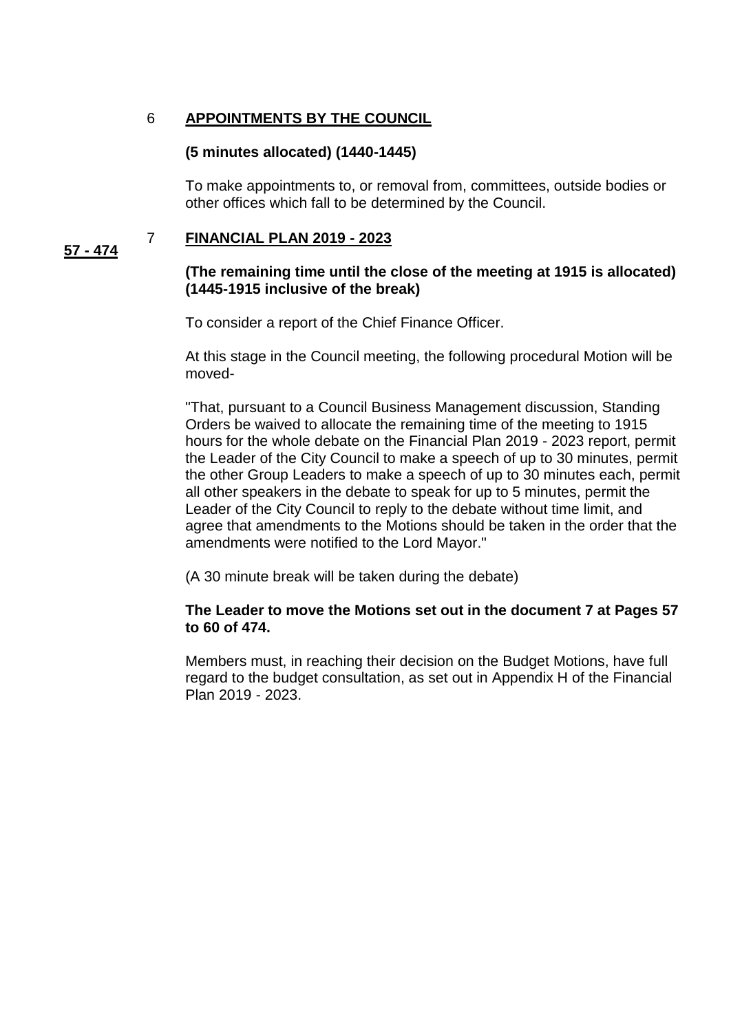6 **APPOINTMENTS BY THE COUNCIL**

**(5 minutes allocated) (1440-1445)**

To make appointments to, or removal from, committees, outside bodies or other offices which fall to be determined by the Council.

**57 - 474**

7 **FINANCIAL PLAN 2019 - 2023**

**(The remaining time until the close of the meeting at 1915 is allocated) (1445-1915 inclusive of the break)**

To consider a report of the Chief Finance Officer.

At this stage in the Council meeting, the following procedural Motion will be moved-

"That, pursuant to a Council Business Management discussion, Standing Orders be waived to allocate the remaining time of the meeting to 1915 hours for the whole debate on the Financial Plan 2019 - 2023 report, permit the Leader of the City Council to make a speech of up to 30 minutes, permit the other Group Leaders to make a speech of up to 30 minutes each, permit all other speakers in the debate to speak for up to 5 minutes, permit the Leader of the City Council to reply to the debate without time limit, and agree that amendments to the Motions should be taken in the order that the amendments were notified to the Lord Mayor."

(A 30 minute break will be taken during the debate)

**The Leader to move the Motions set out in the document 7 at Pages 57 to 60 of 474.**

Members must, in reaching their decision on the Budget Motions, have full regard to the budget consultation, as set out in Appendix H of the Financial Plan 2019 - 2023.